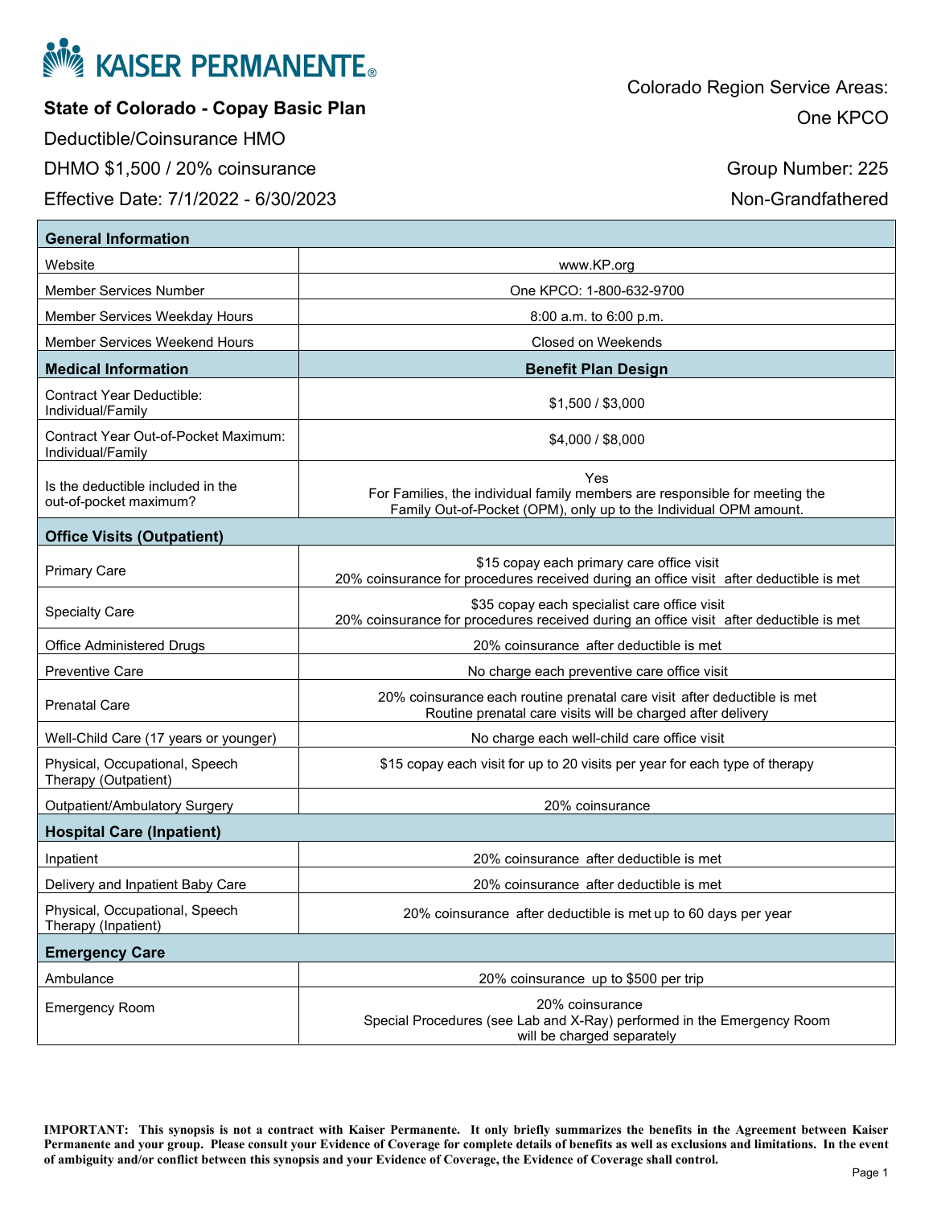# KAISER PERMANENTE®

## State of Colorado - Copay Basic Plan

Deductible/Coinsurance HMO

DHMO $1,500 / 20% coinsurance

Effective Date: 7/1/2022 - 6/30/2023

Colorado Region Service Areas:
One KPCO

Group Number: 225

Non-Grandfathered

| General Information | |
|---|---|
| Website | www.KP.org |
| Member Services Number | One KPCO: 1-800-632-9700 |
| Member Services Weekday Hours | 8:00 a.m. to 6:00 p.m. |
| Member Services Weekend Hours | Closed on Weekends |
| **Medical Information** | **Benefit Plan Design** |
| Contract Year Deductible: Individual/Family | $1,500 / $3,000 |
| Contract Year Out-of-Pocket Maximum: Individual/Family | $4,000 / $8,000 |
| Is the deductible included in the out-of-pocket maximum? | Yes<br>For Families, the individual family members are responsible for meeting the Family Out-of-Pocket (OPM), only up to the Individual OPM amount. |
| **Office Visits (Outpatient)** | |
| Primary Care | $15 copay each primary care office visit<br>20% coinsurance for procedures received during an office visit after deductible is met |
| Specialty Care | $35 copay each specialist care office visit<br>20% coinsurance for procedures received during an office visit after deductible is met |
| Office Administered Drugs | 20% coinsurance after deductible is met |
| Preventive Care | No charge each preventive care office visit |
| Prenatal Care | 20% coinsurance each routine prenatal care visit after deductible is met<br>Routine prenatal care visits will be charged after delivery |
| Well-Child Care (17 years or younger) | No charge each well-child care office visit |
| Physical, Occupational, Speech Therapy (Outpatient) | $15 copay each visit for up to 20 visits per year for each type of therapy |
| Outpatient/Ambulatory Surgery | 20% coinsurance |
| **Hospital Care (Inpatient)** | |
| Inpatient | 20% coinsurance after deductible is met |
| Delivery and Inpatient Baby Care | 20% coinsurance after deductible is met |
| Physical, Occupational, Speech Therapy (Inpatient) | 20% coinsurance after deductible is met up to 60 days per year |
| **Emergency Care** | |
| Ambulance | 20% coinsurance up to $500 per trip |
| Emergency Room | 20% coinsurance<br>Special Procedures (see Lab and X-Ray) performed in the Emergency Room will be charged separately |

**IMPORTANT: This synopsis is not a contract with Kaiser Permanente. It only briefly summarizes the benefits in the Agreement between Kaiser Permanente and your group. Please consult your Evidence of Coverage for complete details of benefits as well as exclusions and limitations. In the event of ambiguity and/or conflict between this synopsis and your Evidence of Coverage, the Evidence of Coverage shall control.**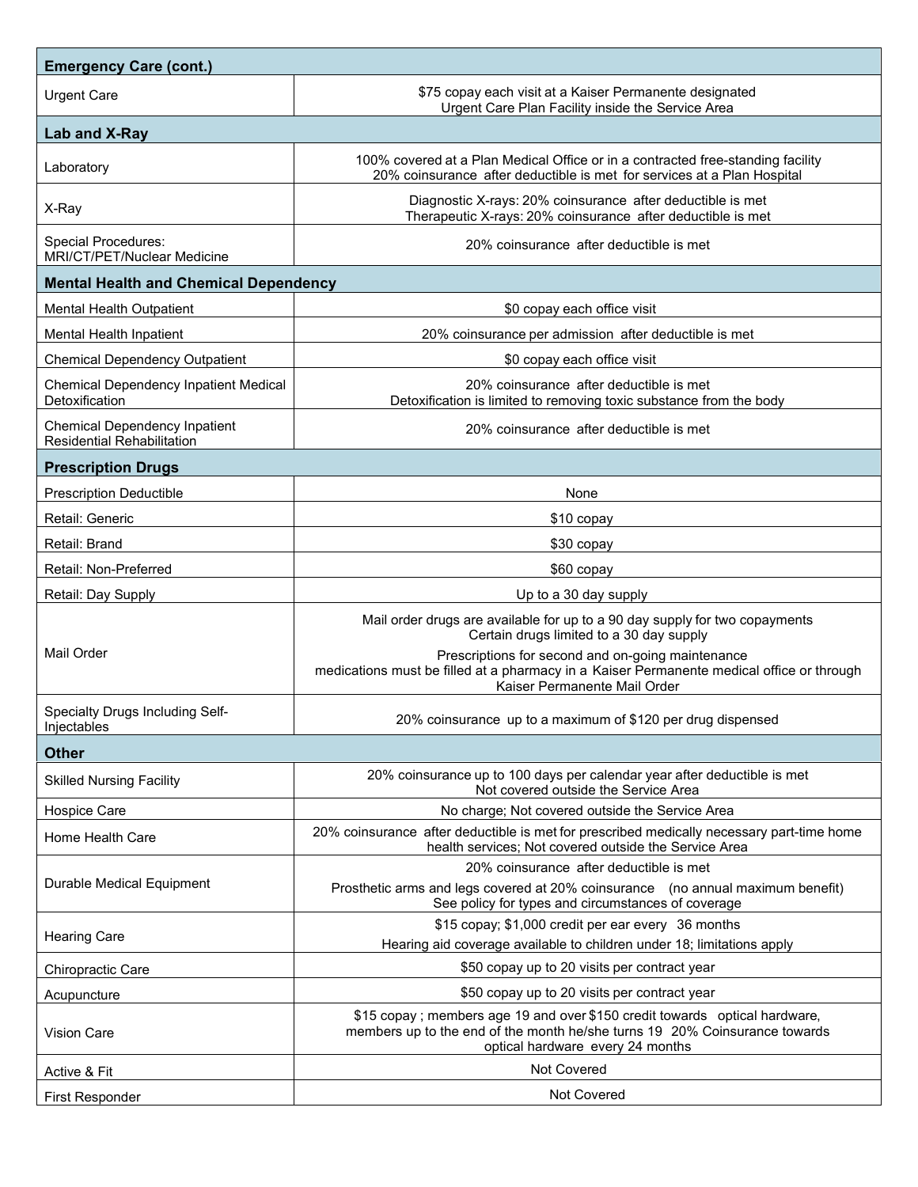| | |
|---|---|
| **Emergency Care (cont.)** | |
| Urgent Care | $75 copay each visit at a Kaiser Permanente designated Urgent Care Plan Facility inside the Service Area |
| **Lab and X-Ray** | |
| Laboratory | 100% covered at a Plan Medical Office or in a contracted free-standing facility<br>20% coinsurance after deductible is met for services at a Plan Hospital |
| X-Ray | Diagnostic X-rays: 20% coinsurance after deductible is met<br>Therapeutic X-rays: 20% coinsurance after deductible is met |
| Special Procedures: MRI/CT/PET/Nuclear Medicine | 20% coinsurance after deductible is met |
| **Mental Health and Chemical Dependency** | |
| Mental Health Outpatient | $0 copay each office visit |
| Mental Health Inpatient | 20% coinsurance per admission after deductible is met |
| Chemical Dependency Outpatient | $0 copay each office visit |
| Chemical Dependency Inpatient Medical Detoxification | 20% coinsurance after deductible is met<br>Detoxification is limited to removing toxic substance from the body |
| Chemical Dependency Inpatient Residential Rehabilitation | 20% coinsurance after deductible is met |
| **Prescription Drugs** | |
| Prescription Deductible | None |
| Retail: Generic | $10 copay |
| Retail: Brand | $30 copay |
| Retail: Non-Preferred | $60 copay |
| Retail: Day Supply | Up to a 30 day supply |
| Mail Order | Mail order drugs are available for up to a 90 day supply for two copayments<br>Certain drugs limited to a 30 day supply<br>Prescriptions for second and on-going maintenance medications must be filled at a pharmacy in a Kaiser Permanente medical office or through Kaiser Permanente Mail Order |
| Specialty Drugs Including Self-Injectables | 20% coinsurance up to a maximum of $120 per drug dispensed |
| **Other** | |
| Skilled Nursing Facility | 20% coinsurance up to 100 days per calendar year after deductible is met<br>Not covered outside the Service Area |
| Hospice Care | No charge; Not covered outside the Service Area |
| Home Health Care | 20% coinsurance after deductible is met for prescribed medically necessary part-time home health services; Not covered outside the Service Area |
| Durable Medical Equipment | 20% coinsurance after deductible is met<br>Prosthetic arms and legs covered at 20% coinsurance (no annual maximum benefit)<br>See policy for types and circumstances of coverage |
| Hearing Care | $15 copay; $1,000 credit per ear every 36 months<br>Hearing aid coverage available to children under 18; limitations apply |
| Chiropractic Care | $50 copay up to 20 visits per contract year |
| Acupuncture | $50 copay up to 20 visits per contract year |
| Vision Care | $15 copay ; members age 19 and over $150 credit towards optical hardware, members up to the end of the month he/she turns 19 20% Coinsurance towards optical hardware every 24 months |
| Active & Fit | Not Covered |
| First Responder | Not Covered |